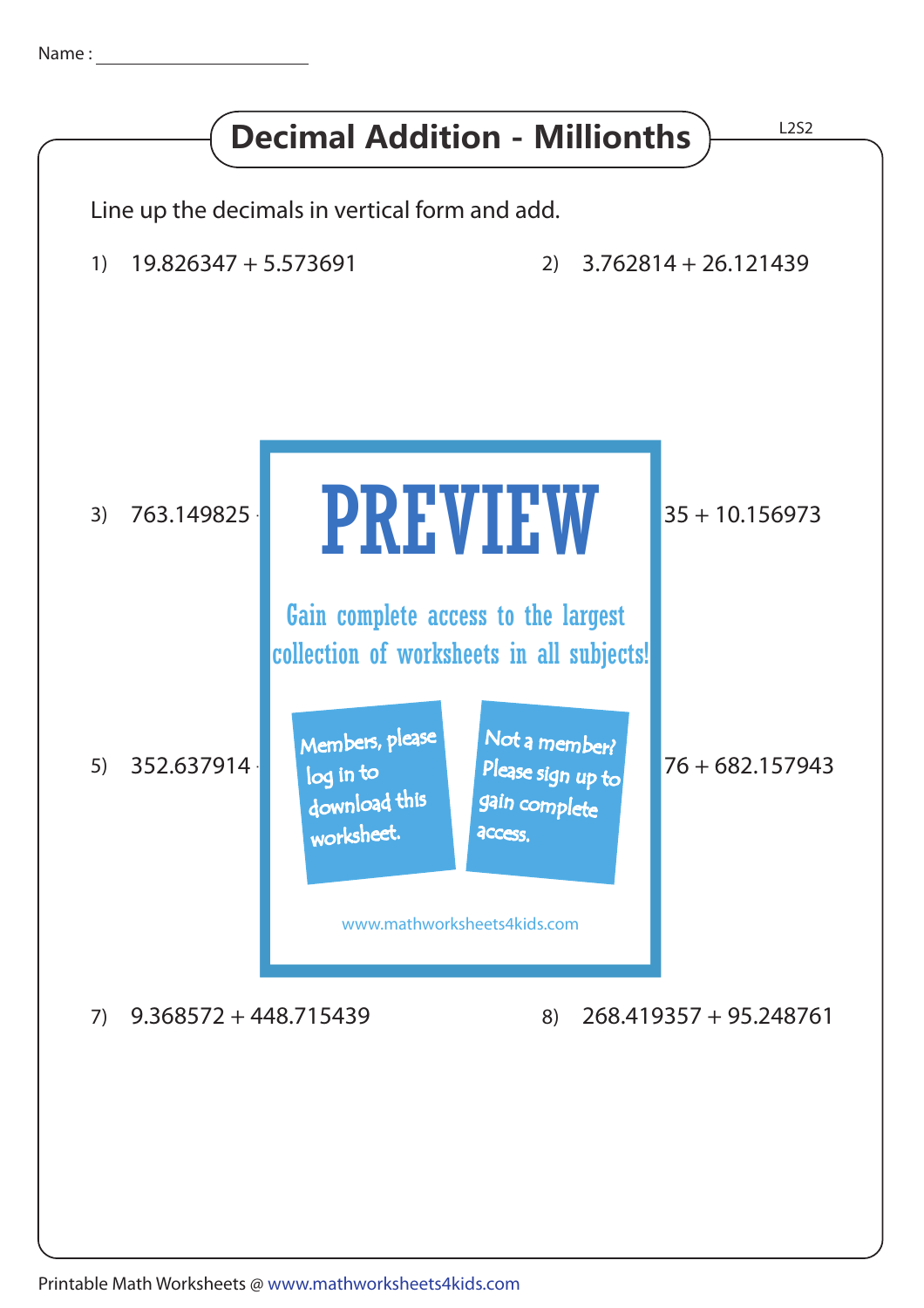Name : ______________________

# Decimal Addition - Millionths

L2S2

Line up the decimals in vertical form and add.

1) 19.826347 + 5.573691

2) 3.762814 + 26.121439

3) 763.149825

35 + 10.156973

PREVIEW

Gain complete access to the largest collection of worksheets in all subjects!

Members, please log in to download this worksheet.

Not a member? Please sign up to gain complete access.

www.mathworksheets4kids.com

5) 352.637914

76 + 682.157943

7) 9.368572 + 448.715439

8) 268.419357 + 95.248761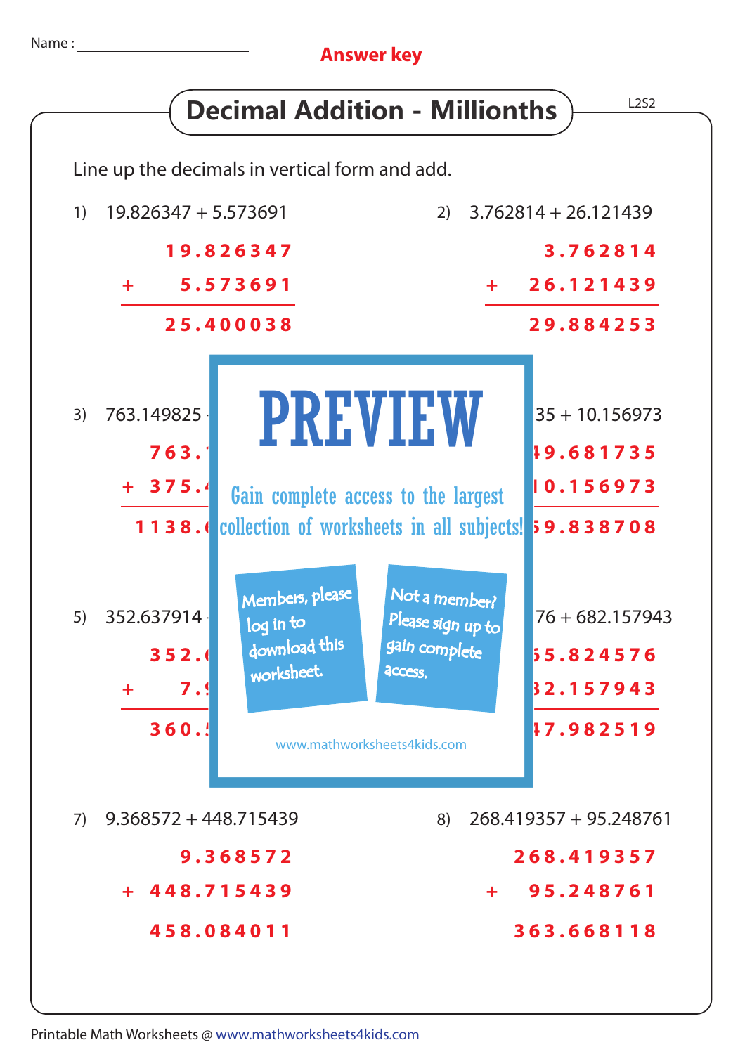Name :

**Answer key**

# Decimal Addition - Millionths

L2S2

Line up the decimals in vertical form and add.

1) 19.826347 + 5.573691

```
  19.826347
+  5.573691
-----------
  25.400038
```

2) 3.762814 + 26.121439

```
   3.762814
+ 26.121439
-----------
  29.884253
```

3) 763.149825 ·

```
  763.
+ 375.
-----------
 1138.
```

4) 35 + 10.156973

```
  9.681735
  0.156973
-----------
  9.838708
```

# PREVIEW

Gain complete access to the largest collection of worksheets in all subjects!

Members, please log in to download this worksheet.

Not a member? Please sign up to gain complete access.

www.mathworksheets4kids.com

5) 352.637914 ·

```
  352.
+   7.
-----------
  360.
```

6) 76 + 682.157943

```
  5.824576
  2.157943
-----------
  7.982519
```

7) 9.368572 + 448.715439

```
    9.368572
+ 448.715439
------------
  458.084011
```

8) 268.419357 + 95.248761

```
  268.419357
+  95.248761
------------
  363.668118
```

Printable Math Worksheets @ www.mathworksheets4kids.com